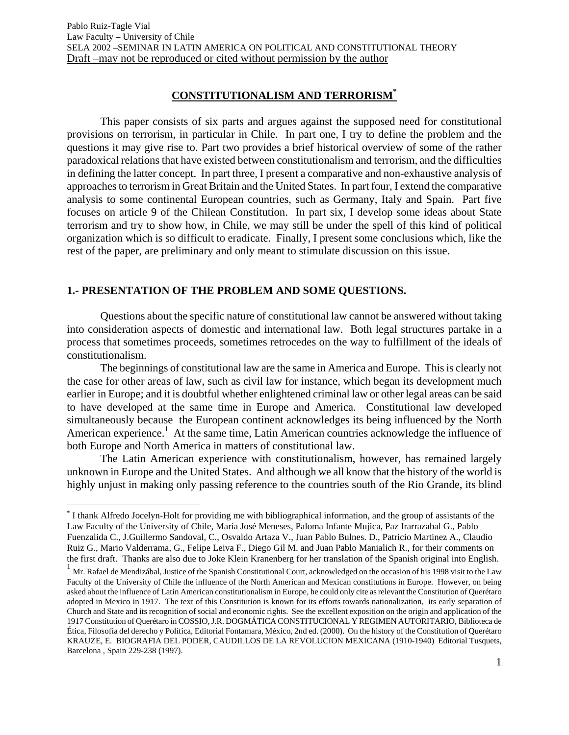Pablo Ruiz-Tagle Vial
Law Faculty – University of Chile
SELA 2002 –SEMINAR IN LATIN AMERICA ON POLITICAL AND CONSTITUTIONAL THEORY
Draft –may not be reproduced or cited without permission by the author

# CONSTITUTIONALISM AND TERRORISM[*]

This paper consists of six parts and argues against the supposed need for constitutional provisions on terrorism, in particular in Chile. In part one, I try to define the problem and the questions it may give rise to. Part two provides a brief historical overview of some of the rather paradoxical relations that have existed between constitutionalism and terrorism, and the difficulties in defining the latter concept. In part three, I present a comparative and non-exhaustive analysis of approaches to terrorism in Great Britain and the United States. In part four, I extend the comparative analysis to some continental European countries, such as Germany, Italy and Spain. Part five focuses on article 9 of the Chilean Constitution. In part six, I develop some ideas about State terrorism and try to show how, in Chile, we may still be under the spell of this kind of political organization which is so difficult to eradicate. Finally, I present some conclusions which, like the rest of the paper, are preliminary and only meant to stimulate discussion on this issue.

## 1.- PRESENTATION OF THE PROBLEM AND SOME QUESTIONS.

Questions about the specific nature of constitutional law cannot be answered without taking into consideration aspects of domestic and international law. Both legal structures partake in a process that sometimes proceeds, sometimes retrocedes on the way to fulfillment of the ideals of constitutionalism.

The beginnings of constitutional law are the same in America and Europe. This is clearly not the case for other areas of law, such as civil law for instance, which began its development much earlier in Europe; and it is doubtful whether enlightened criminal law or other legal areas can be said to have developed at the same time in Europe and America. Constitutional law developed simultaneously because the European continent acknowledges its being influenced by the North American experience.[1] At the same time, Latin American countries acknowledge the influence of both Europe and North America in matters of constitutional law.

The Latin American experience with constitutionalism, however, has remained largely unknown in Europe and the United States. And although we all know that the history of the world is highly unjust in making only passing reference to the countries south of the Rio Grande, its blind

---

[*] I thank Alfredo Jocelyn-Holt for providing me with bibliographical information, and the group of assistants of the Law Faculty of the University of Chile, María José Meneses, Paloma Infante Mujica, Paz Irarrazabal G., Pablo Fuenzalida C., J.Guillermo Sandoval, C., Osvaldo Artaza V., Juan Pablo Bulnes. D., Patricio Martinez A., Claudio Ruiz G., Mario Valderrama, G., Felipe Leiva F., Diego Gil M. and Juan Pablo Manialich R., for their comments on the first draft. Thanks are also due to Joke Klein Kranenberg for her translation of the Spanish original into English.

[1] Mr. Rafael de Mendizábal, Justice of the Spanish Constitutional Court, acknowledged on the occasion of his 1998 visit to the Law Faculty of the University of Chile the influence of the North American and Mexican constitutions in Europe. However, on being asked about the influence of Latin American constitutionalism in Europe, he could only cite as relevant the Constitution of Querétaro adopted in Mexico in 1917. The text of this Constitution is known for its efforts towards nationalization, its early separation of Church and State and its recognition of social and economic rights. See the excellent exposition on the origin and application of the 1917 Constitution of Querétaro in COSSIO, J.R. DOGMÁTICA CONSTITUCIONAL Y REGIMEN AUTORITARIO, Biblioteca de Ética, Filosofía del derecho y Política, Editorial Fontamara, México, 2nd ed. (2000). On the history of the Constitution of Querétaro KRAUZE, E. BIOGRAFIA DEL PODER, CAUDILLOS DE LA REVOLUCION MEXICANA (1910-1940) Editorial Tusquets, Barcelona , Spain 229-238 (1997).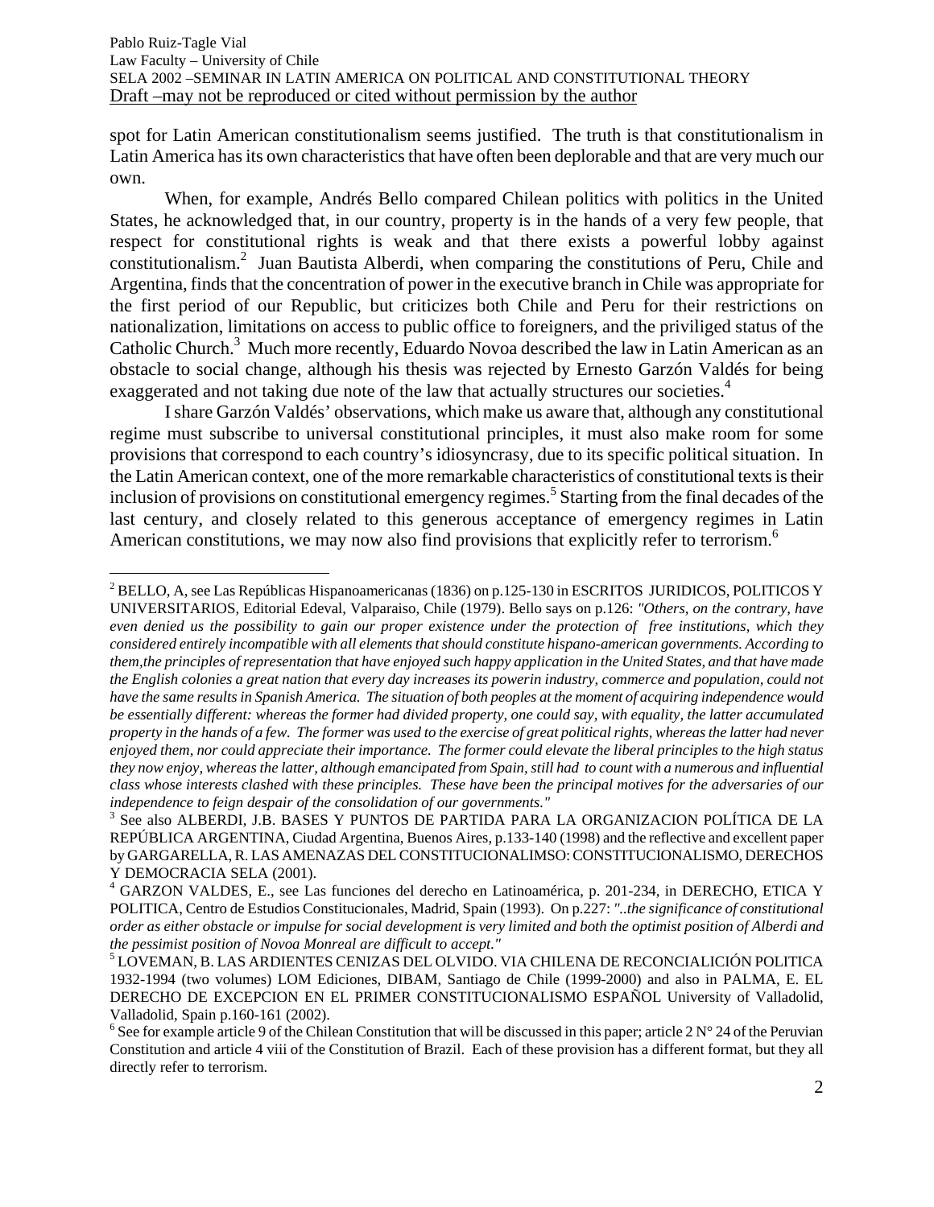spot for Latin American constitutionalism seems justified. The truth is that constitutionalism in Latin America has its own characteristics that have often been deplorable and that are very much our own.

When, for example, Andrés Bello compared Chilean politics with politics in the United States, he acknowledged that, in our country, property is in the hands of a very few people, that respect for constitutional rights is weak and that there exists a powerful lobby against constitutionalism.[2] Juan Bautista Alberdi, when comparing the constitutions of Peru, Chile and Argentina, finds that the concentration of power in the executive branch in Chile was appropriate for the first period of our Republic, but criticizes both Chile and Peru for their restrictions on nationalization, limitations on access to public office to foreigners, and the priviliged status of the Catholic Church.[3] Much more recently, Eduardo Novoa described the law in Latin American as an obstacle to social change, although his thesis was rejected by Ernesto Garzón Valdés for being exaggerated and not taking due note of the law that actually structures our societies.[4]

I share Garzón Valdés' observations, which make us aware that, although any constitutional regime must subscribe to universal constitutional principles, it must also make room for some provisions that correspond to each country's idiosyncrasy, due to its specific political situation. In the Latin American context, one of the more remarkable characteristics of constitutional texts is their inclusion of provisions on constitutional emergency regimes.[5] Starting from the final decades of the last century, and closely related to this generous acceptance of emergency regimes in Latin American constitutions, we may now also find provisions that explicitly refer to terrorism.[6]

---

[2] BELLO, A, see Las Repúblicas Hispanoamericanas (1836) on p.125-130 in ESCRITOS JURIDICOS, POLITICOS Y UNIVERSITARIOS, Editorial Edeval, Valparaiso, Chile (1979). Bello says on p.126: *"Others, on the contrary, have even denied us the possibility to gain our proper existence under the protection of free institutions, which they considered entirely incompatible with all elements that should constitute hispano-american governments. According to them,the principles of representation that have enjoyed such happy application in the United States, and that have made the English colonies a great nation that every day increases its powerin industry, commerce and population, could not have the same results in Spanish America. The situation of both peoples at the moment of acquiring independence would be essentially different: whereas the former had divided property, one could say, with equality, the latter accumulated property in the hands of a few. The former was used to the exercise of great political rights, whereas the latter had never enjoyed them, nor could appreciate their importance. The former could elevate the liberal principles to the high status they now enjoy, whereas the latter, although emancipated from Spain, still had to count with a numerous and influential class whose interests clashed with these principles. These have been the principal motives for the adversaries of our independence to feign despair of the consolidation of our governments."*

[3] See also ALBERDI, J.B. BASES Y PUNTOS DE PARTIDA PARA LA ORGANIZACION POLÍTICA DE LA REPÚBLICA ARGENTINA, Ciudad Argentina, Buenos Aires, p.133-140 (1998) and the reflective and excellent paper by GARGARELLA, R. LAS AMENAZAS DEL CONSTITUCIONALIMSO: CONSTITUCIONALISMO, DERECHOS Y DEMOCRACIA SELA (2001).

[4] GARZON VALDES, E., see Las funciones del derecho en Latinoamérica, p. 201-234, in DERECHO, ETICA Y POLITICA, Centro de Estudios Constitucionales, Madrid, Spain (1993). On p.227: *"..the significance of constitutional order as either obstacle or impulse for social development is very limited and both the optimist position of Alberdi and the pessimist position of Novoa Monreal are difficult to accept."*

[5] LOVEMAN, B. LAS ARDIENTES CENIZAS DEL OLVIDO. VIA CHILENA DE RECONCIALICIÓN POLITICA 1932-1994 (two volumes) LOM Ediciones, DIBAM, Santiago de Chile (1999-2000) and also in PALMA, E. EL DERECHO DE EXCEPCION EN EL PRIMER CONSTITUCIONALISMO ESPAÑOL University of Valladolid, Valladolid, Spain p.160-161 (2002).

[6] See for example article 9 of the Chilean Constitution that will be discussed in this paper; article 2 N° 24 of the Peruvian Constitution and article 4 viii of the Constitution of Brazil. Each of these provision has a different format, but they all directly refer to terrorism.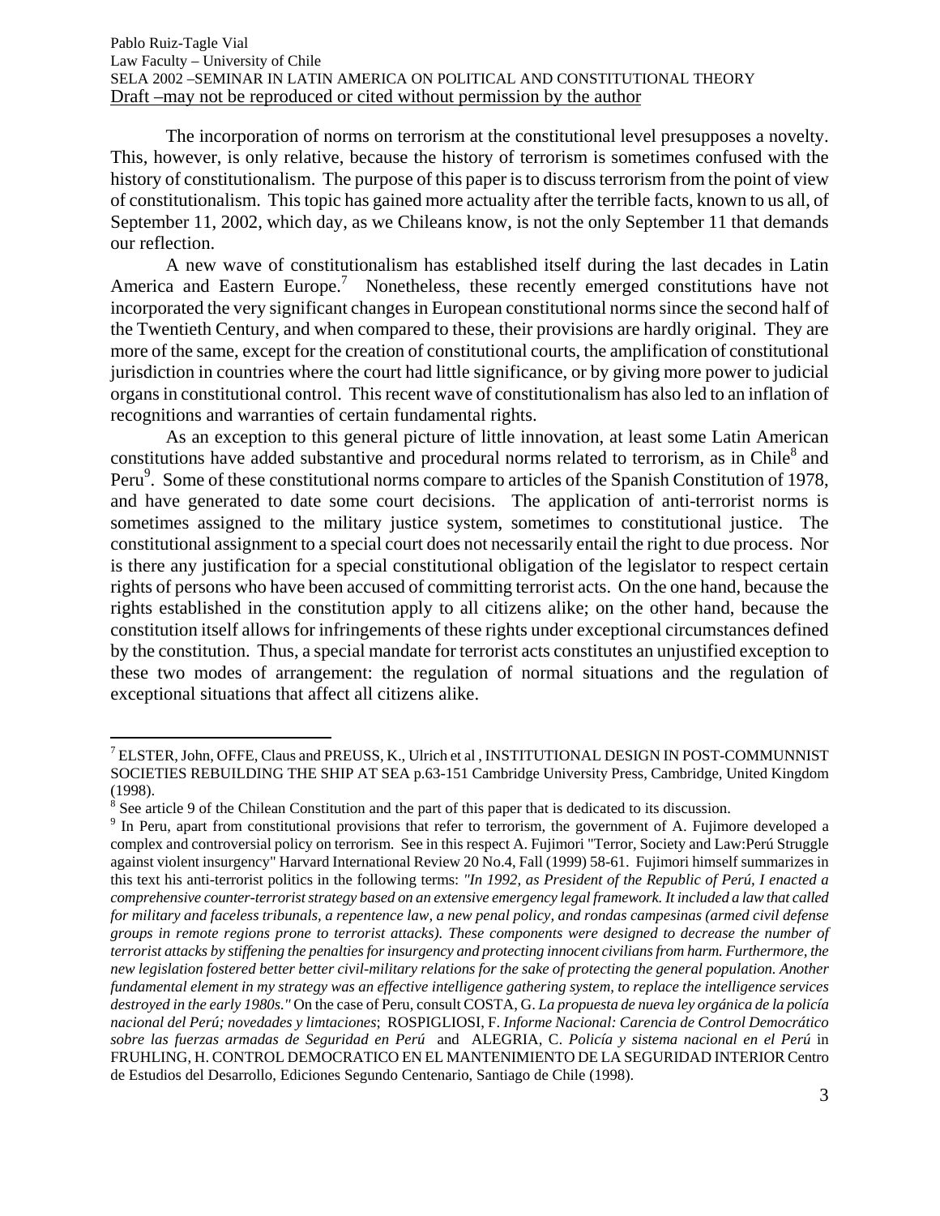The incorporation of norms on terrorism at the constitutional level presupposes a novelty. This, however, is only relative, because the history of terrorism is sometimes confused with the history of constitutionalism. The purpose of this paper is to discuss terrorism from the point of view of constitutionalism. This topic has gained more actuality after the terrible facts, known to us all, of September 11, 2002, which day, as we Chileans know, is not the only September 11 that demands our reflection.

A new wave of constitutionalism has established itself during the last decades in Latin America and Eastern Europe.[7] Nonetheless, these recently emerged constitutions have not incorporated the very significant changes in European constitutional norms since the second half of the Twentieth Century, and when compared to these, their provisions are hardly original. They are more of the same, except for the creation of constitutional courts, the amplification of constitutional jurisdiction in countries where the court had little significance, or by giving more power to judicial organs in constitutional control. This recent wave of constitutionalism has also led to an inflation of recognitions and warranties of certain fundamental rights.

As an exception to this general picture of little innovation, at least some Latin American constitutions have added substantive and procedural norms related to terrorism, as in Chile[8] and Peru[9]. Some of these constitutional norms compare to articles of the Spanish Constitution of 1978, and have generated to date some court decisions. The application of anti-terrorist norms is sometimes assigned to the military justice system, sometimes to constitutional justice. The constitutional assignment to a special court does not necessarily entail the right to due process. Nor is there any justification for a special constitutional obligation of the legislator to respect certain rights of persons who have been accused of committing terrorist acts. On the one hand, because the rights established in the constitution apply to all citizens alike; on the other hand, because the constitution itself allows for infringements of these rights under exceptional circumstances defined by the constitution. Thus, a special mandate for terrorist acts constitutes an unjustified exception to these two modes of arrangement: the regulation of normal situations and the regulation of exceptional situations that affect all citizens alike.

---

[7] ELSTER, John, OFFE, Claus and PREUSS, K., Ulrich et al , INSTITUTIONAL DESIGN IN POST-COMMUNNIST SOCIETIES REBUILDING THE SHIP AT SEA p.63-151 Cambridge University Press, Cambridge, United Kingdom (1998).

[8] See article 9 of the Chilean Constitution and the part of this paper that is dedicated to its discussion.

[9] In Peru, apart from constitutional provisions that refer to terrorism, the government of A. Fujimore developed a complex and controversial policy on terrorism. See in this respect A. Fujimori "Terror, Society and Law:Perú Struggle against violent insurgency" Harvard International Review 20 No.4, Fall (1999) 58-61. Fujimori himself summarizes in this text his anti-terrorist politics in the following terms: *"In 1992, as President of the Republic of Perú, I enacted a comprehensive counter-terrorist strategy based on an extensive emergency legal framework. It included a law that called for military and faceless tribunals, a repentence law, a new penal policy, and rondas campesinas (armed civil defense groups in remote regions prone to terrorist attacks). These components were designed to decrease the number of terrorist attacks by stiffening the penalties for insurgency and protecting innocent civilians from harm. Furthermore, the new legislation fostered better better civil-military relations for the sake of protecting the general population. Another fundamental element in my strategy was an effective intelligence gathering system, to replace the intelligence services destroyed in the early 1980s."* On the case of Peru, consult COSTA, G. *La propuesta de nueva ley orgánica de la policía nacional del Perú; novedades y limtaciones*; ROSPIGLIOSI, F. *Informe Nacional: Carencia de Control Democrático sobre las fuerzas armadas de Seguridad en Perú* and ALEGRIA, C. *Policía y sistema nacional en el Perú* in FRUHLING, H. CONTROL DEMOCRATICO EN EL MANTENIMIENTO DE LA SEGURIDAD INTERIOR Centro de Estudios del Desarrollo, Ediciones Segundo Centenario, Santiago de Chile (1998).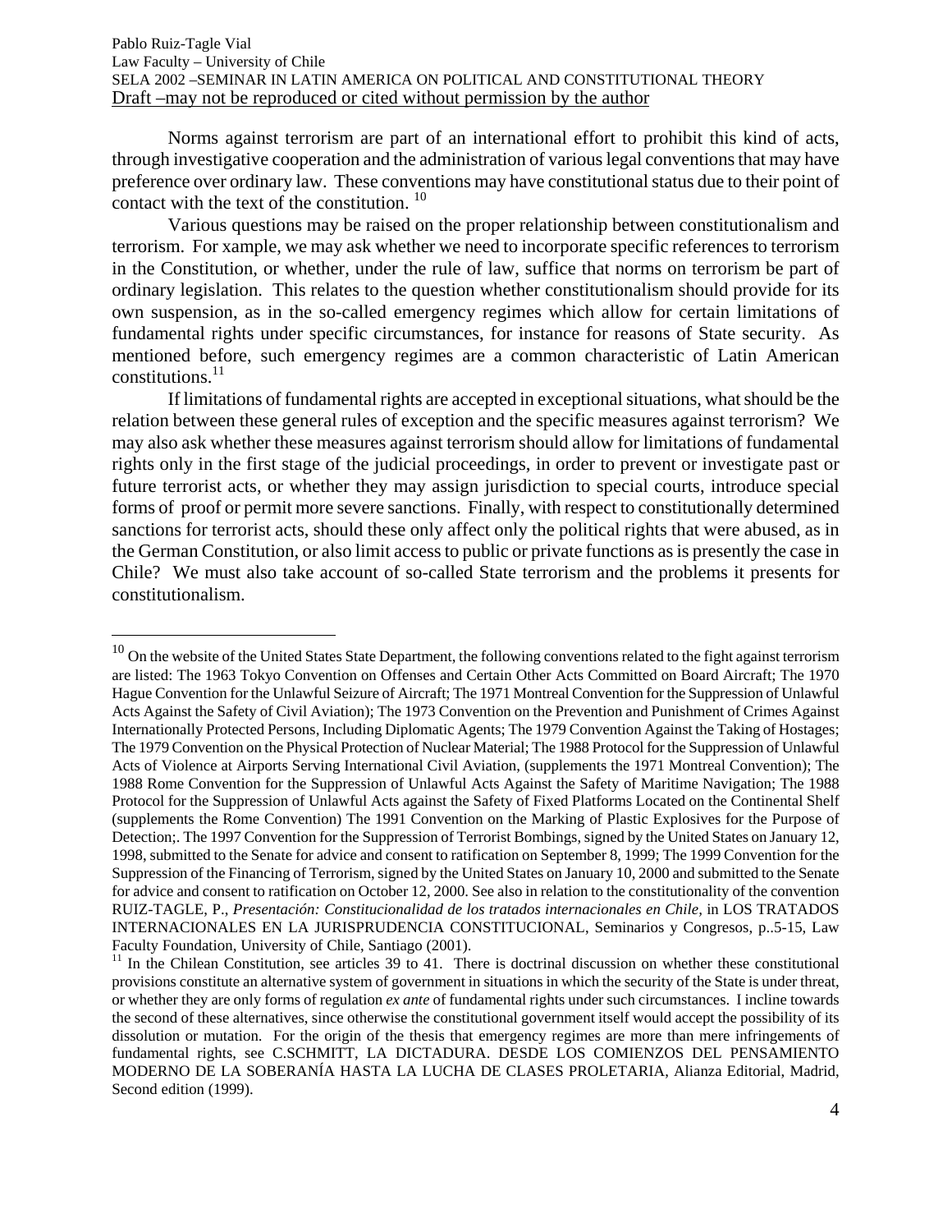Norms against terrorism are part of an international effort to prohibit this kind of acts, through investigative cooperation and the administration of various legal conventions that may have preference over ordinary law. These conventions may have constitutional status due to their point of contact with the text of the constitution. [10]

Various questions may be raised on the proper relationship between constitutionalism and terrorism. For xample, we may ask whether we need to incorporate specific references to terrorism in the Constitution, or whether, under the rule of law, suffice that norms on terrorism be part of ordinary legislation. This relates to the question whether constitutionalism should provide for its own suspension, as in the so-called emergency regimes which allow for certain limitations of fundamental rights under specific circumstances, for instance for reasons of State security. As mentioned before, such emergency regimes are a common characteristic of Latin American constitutions.[11]

If limitations of fundamental rights are accepted in exceptional situations, what should be the relation between these general rules of exception and the specific measures against terrorism? We may also ask whether these measures against terrorism should allow for limitations of fundamental rights only in the first stage of the judicial proceedings, in order to prevent or investigate past or future terrorist acts, or whether they may assign jurisdiction to special courts, introduce special forms of proof or permit more severe sanctions. Finally, with respect to constitutionally determined sanctions for terrorist acts, should these only affect only the political rights that were abused, as in the German Constitution, or also limit access to public or private functions as is presently the case in Chile? We must also take account of so-called State terrorism and the problems it presents for constitutionalism.

---

[10] On the website of the United States State Department, the following conventions related to the fight against terrorism are listed: The 1963 Tokyo Convention on Offenses and Certain Other Acts Committed on Board Aircraft; The 1970 Hague Convention for the Unlawful Seizure of Aircraft; The 1971 Montreal Convention for the Suppression of Unlawful Acts Against the Safety of Civil Aviation); The 1973 Convention on the Prevention and Punishment of Crimes Against Internationally Protected Persons, Including Diplomatic Agents; The 1979 Convention Against the Taking of Hostages; The 1979 Convention on the Physical Protection of Nuclear Material; The 1988 Protocol for the Suppression of Unlawful Acts of Violence at Airports Serving International Civil Aviation, (supplements the 1971 Montreal Convention); The 1988 Rome Convention for the Suppression of Unlawful Acts Against the Safety of Maritime Navigation; The 1988 Protocol for the Suppression of Unlawful Acts against the Safety of Fixed Platforms Located on the Continental Shelf (supplements the Rome Convention) The 1991 Convention on the Marking of Plastic Explosives for the Purpose of Detection;. The 1997 Convention for the Suppression of Terrorist Bombings, signed by the United States on January 12, 1998, submitted to the Senate for advice and consent to ratification on September 8, 1999; The 1999 Convention for the Suppression of the Financing of Terrorism, signed by the United States on January 10, 2000 and submitted to the Senate for advice and consent to ratification on October 12, 2000. See also in relation to the constitutionality of the convention RUIZ-TAGLE, P., *Presentación: Constitucionalidad de los tratados internacionales en Chile,* in LOS TRATADOS INTERNACIONALES EN LA JURISPRUDENCIA CONSTITUCIONAL, Seminarios y Congresos, p..5-15, Law Faculty Foundation, University of Chile, Santiago (2001).

[11] In the Chilean Constitution, see articles 39 to 41. There is doctrinal discussion on whether these constitutional provisions constitute an alternative system of government in situations in which the security of the State is under threat, or whether they are only forms of regulation *ex ante* of fundamental rights under such circumstances. I incline towards the second of these alternatives, since otherwise the constitutional government itself would accept the possibility of its dissolution or mutation. For the origin of the thesis that emergency regimes are more than mere infringements of fundamental rights, see C.SCHMITT, LA DICTADURA. DESDE LOS COMIENZOS DEL PENSAMIENTO MODERNO DE LA SOBERANÍA HASTA LA LUCHA DE CLASES PROLETARIA, Alianza Editorial, Madrid, Second edition (1999).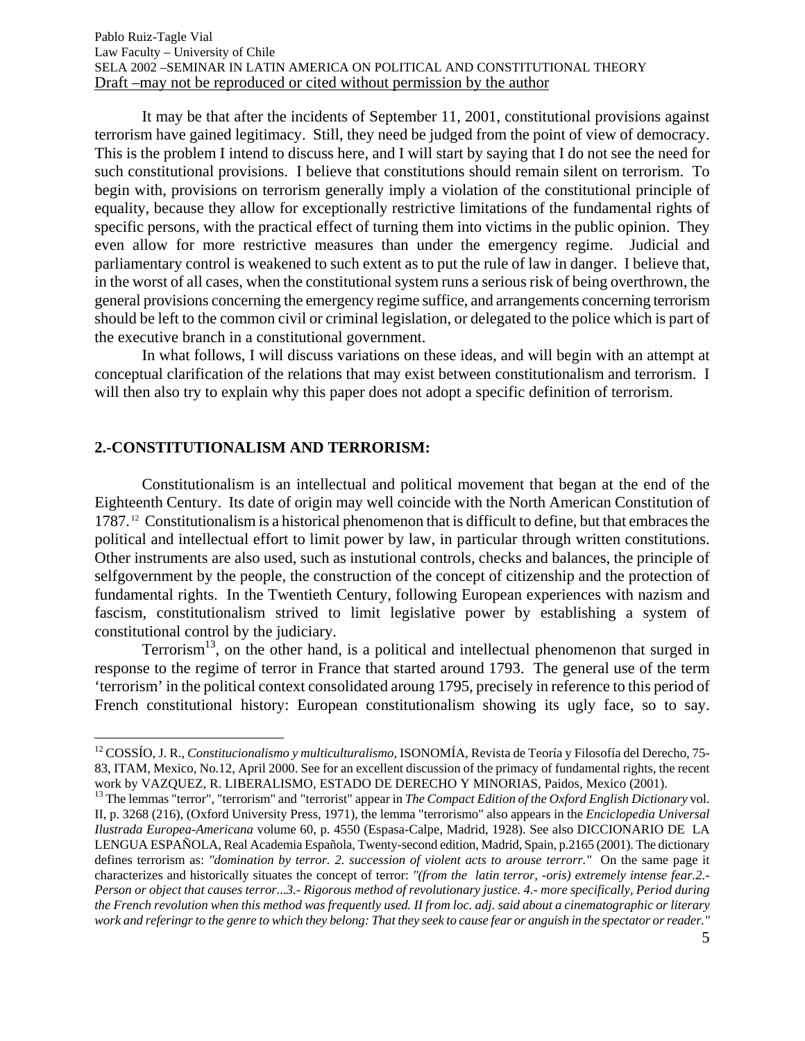It may be that after the incidents of September 11, 2001, constitutional provisions against terrorism have gained legitimacy. Still, they need be judged from the point of view of democracy. This is the problem I intend to discuss here, and I will start by saying that I do not see the need for such constitutional provisions. I believe that constitutions should remain silent on terrorism. To begin with, provisions on terrorism generally imply a violation of the constitutional principle of equality, because they allow for exceptionally restrictive limitations of the fundamental rights of specific persons, with the practical effect of turning them into victims in the public opinion. They even allow for more restrictive measures than under the emergency regime. Judicial and parliamentary control is weakened to such extent as to put the rule of law in danger. I believe that, in the worst of all cases, when the constitutional system runs a serious risk of being overthrown, the general provisions concerning the emergency regime suffice, and arrangements concerning terrorism should be left to the common civil or criminal legislation, or delegated to the police which is part of the executive branch in a constitutional government.

In what follows, I will discuss variations on these ideas, and will begin with an attempt at conceptual clarification of the relations that may exist between constitutionalism and terrorism. I will then also try to explain why this paper does not adopt a specific definition of terrorism.

## 2.-CONSTITUTIONALISM AND TERRORISM:

Constitutionalism is an intellectual and political movement that began at the end of the Eighteenth Century. Its date of origin may well coincide with the North American Constitution of 1787.[12] Constitutionalism is a historical phenomenon that is difficult to define, but that embraces the political and intellectual effort to limit power by law, in particular through written constitutions. Other instruments are also used, such as instutional controls, checks and balances, the principle of selfgovernment by the people, the construction of the concept of citizenship and the protection of fundamental rights. In the Twentieth Century, following European experiences with nazism and fascism, constitutionalism strived to limit legislative power by establishing a system of constitutional control by the judiciary.

Terrorism[13], on the other hand, is a political and intellectual phenomenon that surged in response to the regime of terror in France that started around 1793. The general use of the term 'terrorism' in the political context consolidated aroung 1795, precisely in reference to this period of French constitutional history: European constitutionalism showing its ugly face, so to say.

---

[12] COSSÍO, J. R., *Constitucionalismo y multiculturalismo*, ISONOMÍA, Revista de Teoría y Filosofía del Derecho, 75-83, ITAM, Mexico, No.12, April 2000. See for an excellent discussion of the primacy of fundamental rights, the recent work by VAZQUEZ, R. LIBERALISMO, ESTADO DE DERECHO Y MINORIAS, Paidos, Mexico (2001).

[13] The lemmas "terror", "terrorism" and "terrorist" appear in *The Compact Edition of the Oxford English Dictionary* vol. II, p. 3268 (216), (Oxford University Press, 1971), the lemma "terrorismo" also appears in the *Enciclopedia Universal Ilustrada Europea-Americana* volume 60, p. 4550 (Espasa-Calpe, Madrid, 1928). See also DICCIONARIO DE LA LENGUA ESPAÑOLA, Real Academia Española, Twenty-second edition, Madrid, Spain, p.2165 (2001). The dictionary defines terrorism as: *"domination by terror. 2. succession of violent acts to arouse terrorr."* On the same page it characterizes and historically situates the concept of terror: *"(from the latin terror, -oris) extremely intense fear.2.- Person or object that causes terror...3.- Rigorous method of revolutionary justice. 4.- more specifically, Period during the French revolution when this method was frequently used. II from loc. adj. said about a cinematographic or literary work and referingr to the genre to which they belong: That they seek to cause fear or anguish in the spectator or reader."*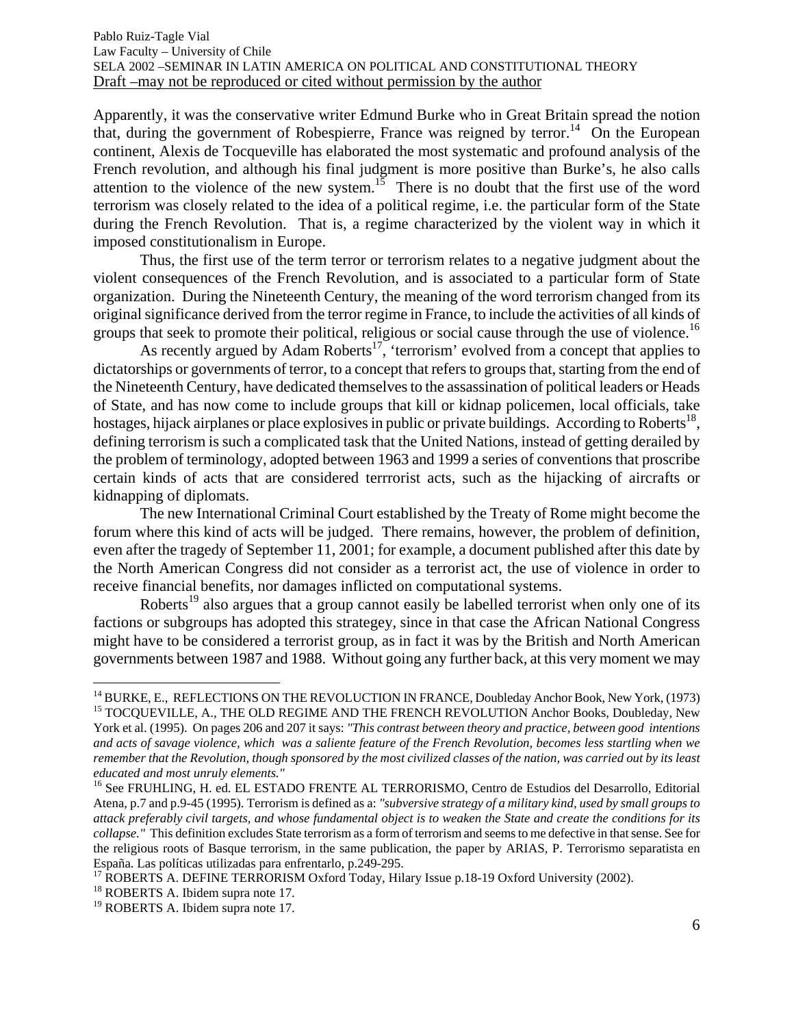Apparently, it was the conservative writer Edmund Burke who in Great Britain spread the notion that, during the government of Robespierre, France was reigned by terror.[14] On the European continent, Alexis de Tocqueville has elaborated the most systematic and profound analysis of the French revolution, and although his final judgment is more positive than Burke's, he also calls attention to the violence of the new system.[15] There is no doubt that the first use of the word terrorism was closely related to the idea of a political regime, i.e. the particular form of the State during the French Revolution. That is, a regime characterized by the violent way in which it imposed constitutionalism in Europe.

Thus, the first use of the term terror or terrorism relates to a negative judgment about the violent consequences of the French Revolution, and is associated to a particular form of State organization. During the Nineteenth Century, the meaning of the word terrorism changed from its original significance derived from the terror regime in France, to include the activities of all kinds of groups that seek to promote their political, religious or social cause through the use of violence.[16]

As recently argued by Adam Roberts[17], 'terrorism' evolved from a concept that applies to dictatorships or governments of terror, to a concept that refers to groups that, starting from the end of the Nineteenth Century, have dedicated themselves to the assassination of political leaders or Heads of State, and has now come to include groups that kill or kidnap policemen, local officials, take hostages, hijack airplanes or place explosives in public or private buildings. According to Roberts[18], defining terrorism is such a complicated task that the United Nations, instead of getting derailed by the problem of terminology, adopted between 1963 and 1999 a series of conventions that proscribe certain kinds of acts that are considered terrrorist acts, such as the hijacking of aircrafts or kidnapping of diplomats.

The new International Criminal Court established by the Treaty of Rome might become the forum where this kind of acts will be judged. There remains, however, the problem of definition, even after the tragedy of September 11, 2001; for example, a document published after this date by the North American Congress did not consider as a terrorist act, the use of violence in order to receive financial benefits, nor damages inflicted on computational systems.

Roberts[19] also argues that a group cannot easily be labelled terrorist when only one of its factions or subgroups has adopted this strategey, since in that case the African National Congress might have to be considered a terrorist group, as in fact it was by the British and North American governments between 1987 and 1988. Without going any further back, at this very moment we may

---

[14] BURKE, E., REFLECTIONS ON THE REVOLUCTION IN FRANCE, Doubleday Anchor Book, New York, (1973)

[15] TOCQUEVILLE, A., THE OLD REGIME AND THE FRENCH REVOLUTION Anchor Books, Doubleday, New York et al. (1995). On pages 206 and 207 it says: *"This contrast between theory and practice, between good intentions and acts of savage violence, which was a saliente feature of the French Revolution, becomes less startling when we remember that the Revolution, though sponsored by the most civilized classes of the nation, was carried out by its least educated and most unruly elements."*

[16] See FRUHLING, H. ed. EL ESTADO FRENTE AL TERRORISMO, Centro de Estudios del Desarrollo, Editorial Atena, p.7 and p.9-45 (1995). Terrorism is defined as a: *"subversive strategy of a military kind, used by small groups to attack preferably civil targets, and whose fundamental object is to weaken the State and create the conditions for its collapse."* This definition excludes State terrorism as a form of terrorism and seems to me defective in that sense. See for the religious roots of Basque terrorism, in the same publication, the paper by ARIAS, P. Terrorismo separatista en España. Las políticas utilizadas para enfrentarlo, p.249-295.

[17] ROBERTS A. DEFINE TERRORISM Oxford Today, Hilary Issue p.18-19 Oxford University (2002).

[18] ROBERTS A. Ibidem supra note 17.

[19] ROBERTS A. Ibidem supra note 17.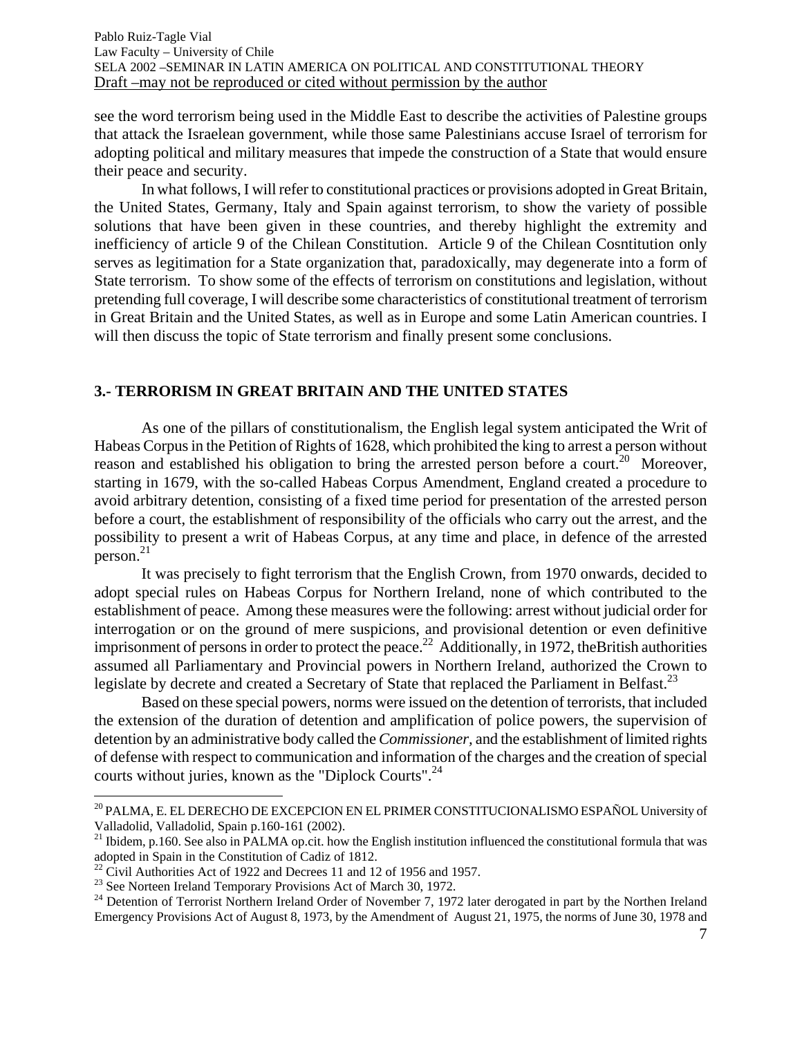see the word terrorism being used in the Middle East to describe the activities of Palestine groups that attack the Israelean government, while those same Palestinians accuse Israel of terrorism for adopting political and military measures that impede the construction of a State that would ensure their peace and security.

In what follows, I will refer to constitutional practices or provisions adopted in Great Britain, the United States, Germany, Italy and Spain against terrorism, to show the variety of possible solutions that have been given in these countries, and thereby highlight the extremity and inefficiency of article 9 of the Chilean Constitution. Article 9 of the Chilean Cosntitution only serves as legitimation for a State organization that, paradoxically, may degenerate into a form of State terrorism. To show some of the effects of terrorism on constitutions and legislation, without pretending full coverage, I will describe some characteristics of constitutional treatment of terrorism in Great Britain and the United States, as well as in Europe and some Latin American countries. I will then discuss the topic of State terrorism and finally present some conclusions.

## 3.- TERRORISM IN GREAT BRITAIN AND THE UNITED STATES

As one of the pillars of constitutionalism, the English legal system anticipated the Writ of Habeas Corpus in the Petition of Rights of 1628, which prohibited the king to arrest a person without reason and established his obligation to bring the arrested person before a court.[20] Moreover, starting in 1679, with the so-called Habeas Corpus Amendment, England created a procedure to avoid arbitrary detention, consisting of a fixed time period for presentation of the arrested person before a court, the establishment of responsibility of the officials who carry out the arrest, and the possibility to present a writ of Habeas Corpus, at any time and place, in defence of the arrested person.[21]

It was precisely to fight terrorism that the English Crown, from 1970 onwards, decided to adopt special rules on Habeas Corpus for Northern Ireland, none of which contributed to the establishment of peace. Among these measures were the following: arrest without judicial order for interrogation or on the ground of mere suspicions, and provisional detention or even definitive imprisonment of persons in order to protect the peace.[22] Additionally, in 1972, theBritish authorities assumed all Parliamentary and Provincial powers in Northern Ireland, authorized the Crown to legislate by decrete and created a Secretary of State that replaced the Parliament in Belfast.[23]

Based on these special powers, norms were issued on the detention of terrorists, that included the extension of the duration of detention and amplification of police powers, the supervision of detention by an administrative body called the *Commissioner*, and the establishment of limited rights of defense with respect to communication and information of the charges and the creation of special courts without juries, known as the "Diplock Courts".[24]

---

[20] PALMA, E. EL DERECHO DE EXCEPCION EN EL PRIMER CONSTITUCIONALISMO ESPAÑOL University of Valladolid, Valladolid, Spain p.160-161 (2002).

[21] Ibidem, p.160. See also in PALMA op.cit. how the English institution influenced the constitutional formula that was adopted in Spain in the Constitution of Cadiz of 1812.

[22] Civil Authorities Act of 1922 and Decrees 11 and 12 of 1956 and 1957.

[23] See Norteen Ireland Temporary Provisions Act of March 30, 1972.

[24] Detention of Terrorist Northern Ireland Order of November 7, 1972 later derogated in part by the Northen Ireland Emergency Provisions Act of August 8, 1973, by the Amendment of August 21, 1975, the norms of June 30, 1978 and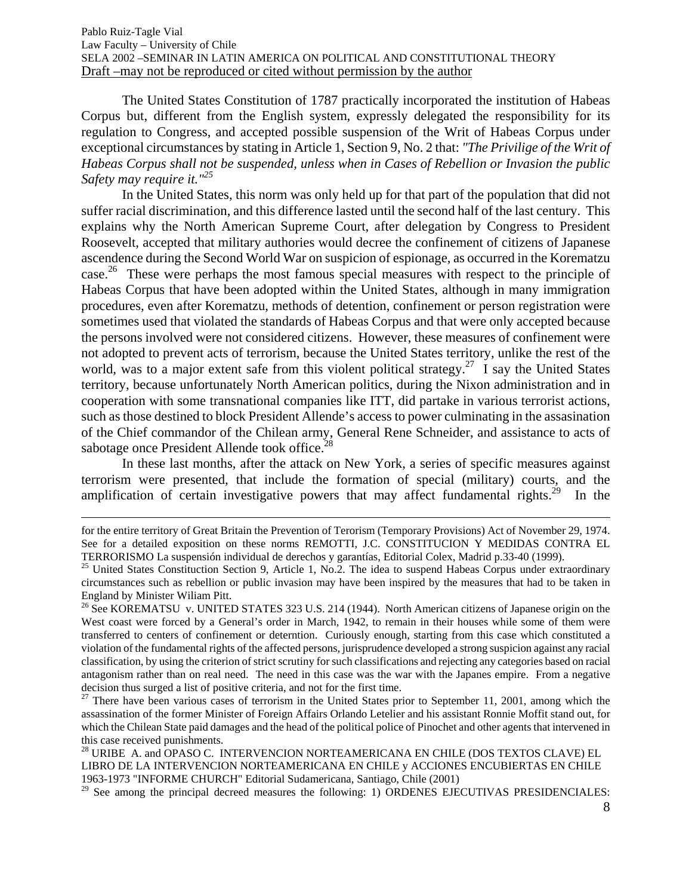The United States Constitution of 1787 practically incorporated the institution of Habeas Corpus but, different from the English system, expressly delegated the responsibility for its regulation to Congress, and accepted possible suspension of the Writ of Habeas Corpus under exceptional circumstances by stating in Article 1, Section 9, No. 2 that: *"The Privilige of the Writ of Habeas Corpus shall not be suspended, unless when in Cases of Rebellion or Invasion the public Safety may require it."*[25]

In the United States, this norm was only held up for that part of the population that did not suffer racial discrimination, and this difference lasted until the second half of the last century. This explains why the North American Supreme Court, after delegation by Congress to President Roosevelt, accepted that military authories would decree the confinement of citizens of Japanese ascendence during the Second World War on suspicion of espionage, as occurred in the Korematzu case.[26] These were perhaps the most famous special measures with respect to the principle of Habeas Corpus that have been adopted within the United States, although in many immigration procedures, even after Korematzu, methods of detention, confinement or person registration were sometimes used that violated the standards of Habeas Corpus and that were only accepted because the persons involved were not considered citizens. However, these measures of confinement were not adopted to prevent acts of terrorism, because the United States territory, unlike the rest of the world, was to a major extent safe from this violent political strategy.[27] I say the United States territory, because unfortunately North American politics, during the Nixon administration and in cooperation with some transnational companies like ITT, did partake in various terrorist actions, such as those destined to block President Allende's access to power culminating in the assasination of the Chief commandor of the Chilean army, General Rene Schneider, and assistance to acts of sabotage once President Allende took office.[28]

In these last months, after the attack on New York, a series of specific measures against terrorism were presented, that include the formation of special (military) courts, and the amplification of certain investigative powers that may affect fundamental rights.[29] In the

---

for the entire territory of Great Britain the Prevention of Terorism (Temporary Provisions) Act of November 29, 1974. See for a detailed exposition on these norms REMOTTI, J.C. CONSTITUCION Y MEDIDAS CONTRA EL TERRORISMO La suspensión individual de derechos y garantías, Editorial Colex, Madrid p.33-40 (1999).

[25] United States Constituction Section 9, Article 1, No.2. The idea to suspend Habeas Corpus under extraordinary circumstances such as rebellion or public invasion may have been inspired by the measures that had to be taken in England by Minister Wiliam Pitt.

[26] See KOREMATSU v. UNITED STATES 323 U.S. 214 (1944). North American citizens of Japanese origin on the West coast were forced by a General's order in March, 1942, to remain in their houses while some of them were transferred to centers of confinement or deterntion. Curiously enough, starting from this case which constituted a violation of the fundamental rights of the affected persons, jurisprudence developed a strong suspicion against any racial classification, by using the criterion of strict scrutiny for such classifications and rejecting any categories based on racial antagonism rather than on real need. The need in this case was the war with the Japanes empire. From a negative decision thus surged a list of positive criteria, and not for the first time.

[27] There have been various cases of terrorism in the United States prior to September 11, 2001, among which the assassination of the former Minister of Foreign Affairs Orlando Letelier and his assistant Ronnie Moffit stand out, for which the Chilean State paid damages and the head of the political police of Pinochet and other agents that intervened in this case received punishments.

[28] URIBE A. and OPASO C. INTERVENCION NORTEAMERICANA EN CHILE (DOS TEXTOS CLAVE) EL LIBRO DE LA INTERVENCION NORTEAMERICANA EN CHILE y ACCIONES ENCUBIERTAS EN CHILE 1963-1973 "INFORME CHURCH" Editorial Sudamericana, Santiago, Chile (2001)

[29] See among the principal decreed measures the following: 1) ORDENES EJECUTIVAS PRESIDENCIALES: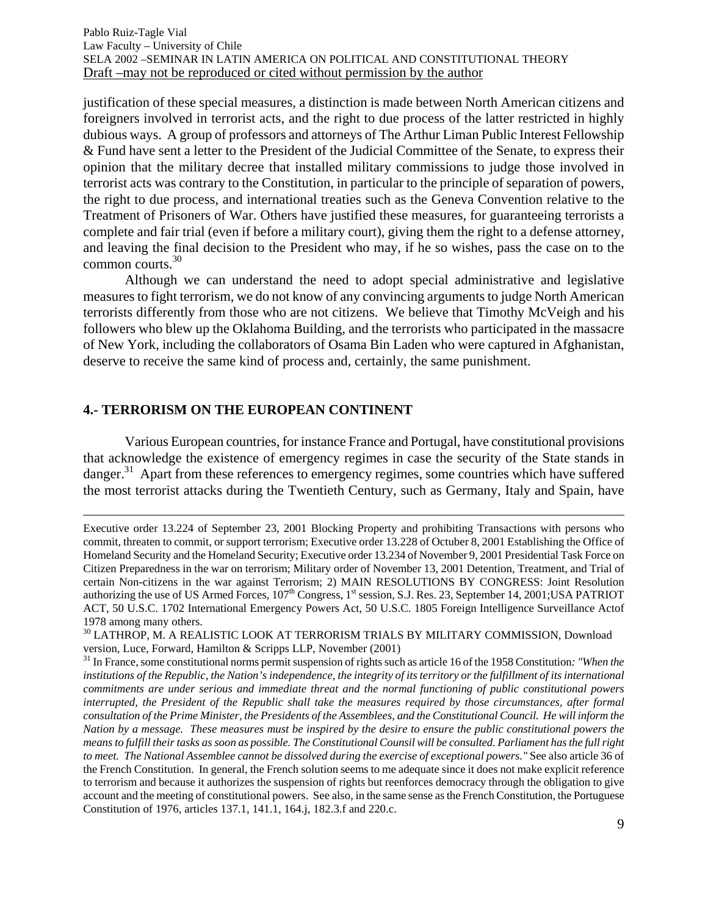justification of these special measures, a distinction is made between North American citizens and foreigners involved in terrorist acts, and the right to due process of the latter restricted in highly dubious ways. A group of professors and attorneys of The Arthur Liman Public Interest Fellowship & Fund have sent a letter to the President of the Judicial Committee of the Senate, to express their opinion that the military decree that installed military commissions to judge those involved in terrorist acts was contrary to the Constitution, in particular to the principle of separation of powers, the right to due process, and international treaties such as the Geneva Convention relative to the Treatment of Prisoners of War. Others have justified these measures, for guaranteeing terrorists a complete and fair trial (even if before a military court), giving them the right to a defense attorney, and leaving the final decision to the President who may, if he so wishes, pass the case on to the common courts.[30]

Although we can understand the need to adopt special administrative and legislative measures to fight terrorism, we do not know of any convincing arguments to judge North American terrorists differently from those who are not citizens. We believe that Timothy McVeigh and his followers who blew up the Oklahoma Building, and the terrorists who participated in the massacre of New York, including the collaborators of Osama Bin Laden who were captured in Afghanistan, deserve to receive the same kind of process and, certainly, the same punishment.

## 4.- TERRORISM ON THE EUROPEAN CONTINENT

Various European countries, for instance France and Portugal, have constitutional provisions that acknowledge the existence of emergency regimes in case the security of the State stands in danger.[31] Apart from these references to emergency regimes, some countries which have suffered the most terrorist attacks during the Twentieth Century, such as Germany, Italy and Spain, have

---

Executive order 13.224 of September 23, 2001 Blocking Property and prohibiting Transactions with persons who commit, threaten to commit, or support terrorism; Executive order 13.228 of Octuber 8, 2001 Establishing the Office of Homeland Security and the Homeland Security; Executive order 13.234 of November 9, 2001 Presidential Task Force on Citizen Preparedness in the war on terrorism; Military order of November 13, 2001 Detention, Treatment, and Trial of certain Non-citizens in the war against Terrorism; 2) MAIN RESOLUTIONS BY CONGRESS: Joint Resolution authorizing the use of US Armed Forces, 107th Congress, 1st session, S.J. Res. 23, September 14, 2001;USA PATRIOT ACT, 50 U.S.C. 1702 International Emergency Powers Act, 50 U.S.C. 1805 Foreign Intelligence Surveillance Actof 1978 among many others.

[30] LATHROP, M. A REALISTIC LOOK AT TERRORISM TRIALS BY MILITARY COMMISSION, Download version, Luce, Forward, Hamilton & Scripps LLP, November (2001)

[31] In France, some constitutional norms permit suspension of rights such as article 16 of the 1958 Constitution: *"When the institutions of the Republic, the Nation's independence, the integrity of its territory or the fulfillment of its international commitments are under serious and immediate threat and the normal functioning of public constitutional powers interrupted, the President of the Republic shall take the measures required by those circumstances, after formal consultation of the Prime Minister, the Presidents of the Assemblees, and the Constitutional Council. He will inform the Nation by a message. These measures must be inspired by the desire to ensure the public constitutional powers the means to fulfill their tasks as soon as possible. The Constitutional Counsil will be consulted. Parliament has the full right to meet. The National Assemblee cannot be dissolved during the exercise of exceptional powers."* See also article 36 of the French Constitution. In general, the French solution seems to me adequate since it does not make explicit reference to terrorism and because it authorizes the suspension of rights but reenforces democracy through the obligation to give account and the meeting of constitutional powers. See also, in the same sense as the French Constitution, the Portuguese Constitution of 1976, articles 137.1, 141.1, 164.j, 182.3.f and 220.c.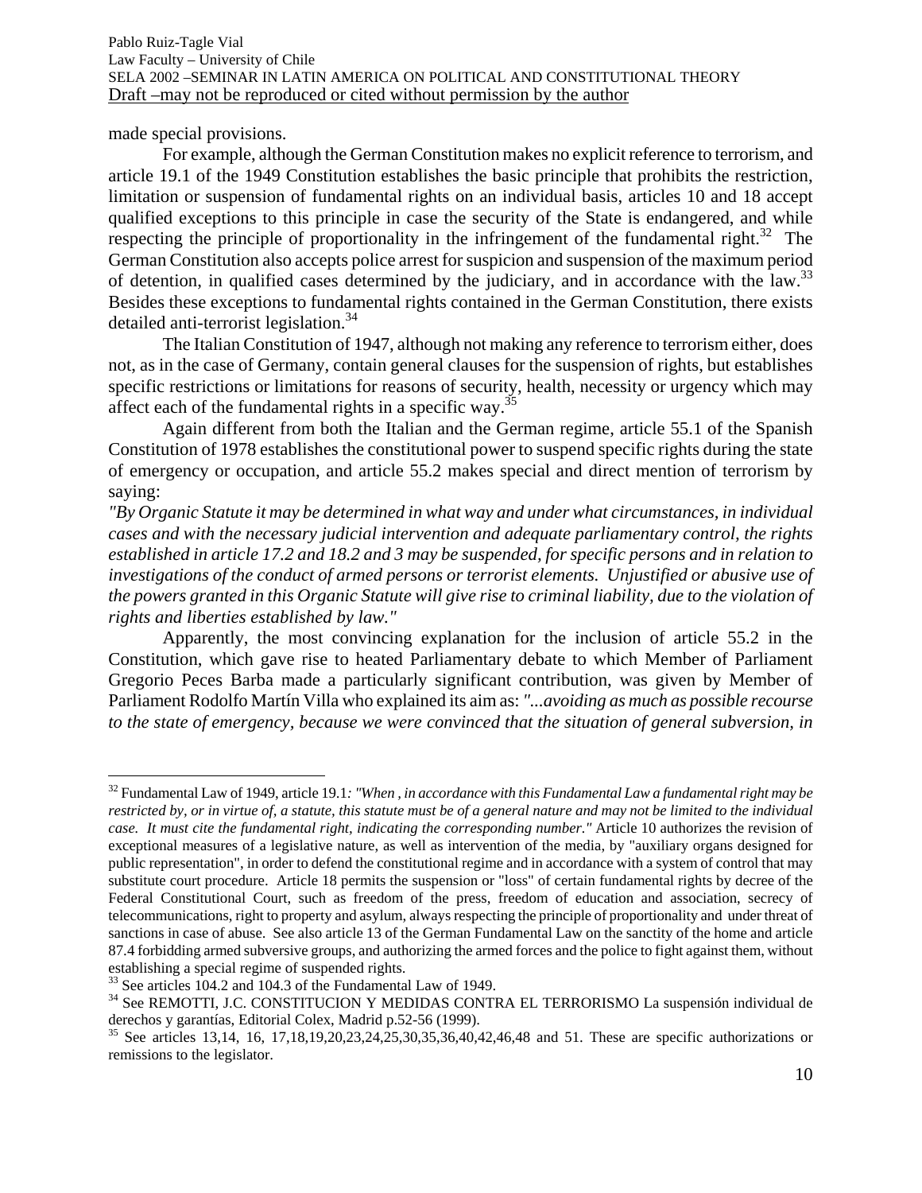made special provisions.

For example, although the German Constitution makes no explicit reference to terrorism, and article 19.1 of the 1949 Constitution establishes the basic principle that prohibits the restriction, limitation or suspension of fundamental rights on an individual basis, articles 10 and 18 accept qualified exceptions to this principle in case the security of the State is endangered, and while respecting the principle of proportionality in the infringement of the fundamental right.[32] The German Constitution also accepts police arrest for suspicion and suspension of the maximum period of detention, in qualified cases determined by the judiciary, and in accordance with the law.[33] Besides these exceptions to fundamental rights contained in the German Constitution, there exists detailed anti-terrorist legislation.[34]

The Italian Constitution of 1947, although not making any reference to terrorism either, does not, as in the case of Germany, contain general clauses for the suspension of rights, but establishes specific restrictions or limitations for reasons of security, health, necessity or urgency which may affect each of the fundamental rights in a specific way.[35]

Again different from both the Italian and the German regime, article 55.1 of the Spanish Constitution of 1978 establishes the constitutional power to suspend specific rights during the state of emergency or occupation, and article 55.2 makes special and direct mention of terrorism by saying:

*"By Organic Statute it may be determined in what way and under what circumstances, in individual cases and with the necessary judicial intervention and adequate parliamentary control, the rights established in article 17.2 and 18.2 and 3 may be suspended, for specific persons and in relation to investigations of the conduct of armed persons or terrorist elements. Unjustified or abusive use of the powers granted in this Organic Statute will give rise to criminal liability, due to the violation of rights and liberties established by law."*

Apparently, the most convincing explanation for the inclusion of article 55.2 in the Constitution, which gave rise to heated Parliamentary debate to which Member of Parliament Gregorio Peces Barba made a particularly significant contribution, was given by Member of Parliament Rodolfo Martín Villa who explained its aim as: *"...avoiding as much as possible recourse to the state of emergency, because we were convinced that the situation of general subversion, in*

---

[32] Fundamental Law of 1949, article 19.1*: "When , in accordance with this Fundamental Law a fundamental right may be restricted by, or in virtue of, a statute, this statute must be of a general nature and may not be limited to the individual case. It must cite the fundamental right, indicating the corresponding number."* Article 10 authorizes the revision of exceptional measures of a legislative nature, as well as intervention of the media, by "auxiliary organs designed for public representation", in order to defend the constitutional regime and in accordance with a system of control that may substitute court procedure. Article 18 permits the suspension or "loss" of certain fundamental rights by decree of the Federal Constitutional Court, such as freedom of the press, freedom of education and association, secrecy of telecommunications, right to property and asylum, always respecting the principle of proportionality and under threat of sanctions in case of abuse. See also article 13 of the German Fundamental Law on the sanctity of the home and article 87.4 forbidding armed subversive groups, and authorizing the armed forces and the police to fight against them, without establishing a special regime of suspended rights.

[33] See articles 104.2 and 104.3 of the Fundamental Law of 1949.

[34] See REMOTTI, J.C. CONSTITUCION Y MEDIDAS CONTRA EL TERRORISMO La suspensión individual de derechos y garantías, Editorial Colex, Madrid p.52-56 (1999).

[35] See articles 13,14, 16, 17,18,19,20,23,24,25,30,35,36,40,42,46,48 and 51. These are specific authorizations or remissions to the legislator.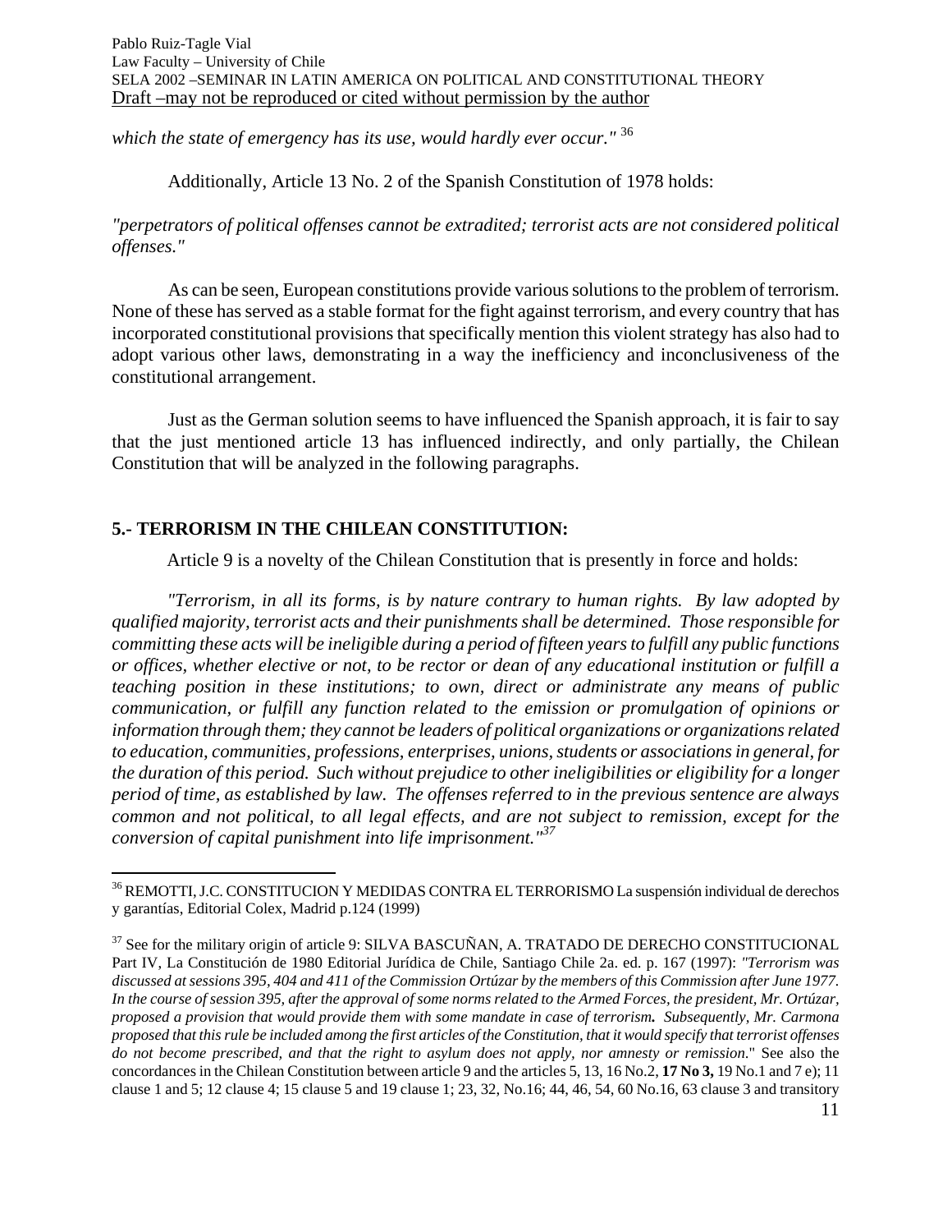*which the state of emergency has its use, would hardly ever occur."* [36]

Additionally, Article 13 No. 2 of the Spanish Constitution of 1978 holds:

*"perpetrators of political offenses cannot be extradited; terrorist acts are not considered political offenses."*

As can be seen, European constitutions provide various solutions to the problem of terrorism. None of these has served as a stable format for the fight against terrorism, and every country that has incorporated constitutional provisions that specifically mention this violent strategy has also had to adopt various other laws, demonstrating in a way the inefficiency and inconclusiveness of the constitutional arrangement.

Just as the German solution seems to have influenced the Spanish approach, it is fair to say that the just mentioned article 13 has influenced indirectly, and only partially, the Chilean Constitution that will be analyzed in the following paragraphs.

## 5.- TERRORISM IN THE CHILEAN CONSTITUTION:

Article 9 is a novelty of the Chilean Constitution that is presently in force and holds:

*"Terrorism, in all its forms, is by nature contrary to human rights. By law adopted by qualified majority, terrorist acts and their punishments shall be determined. Those responsible for committing these acts will be ineligible during a period of fifteen years to fulfill any public functions or offices, whether elective or not, to be rector or dean of any educational institution or fulfill a teaching position in these institutions; to own, direct or administrate any means of public communication, or fulfill any function related to the emission or promulgation of opinions or information through them; they cannot be leaders of political organizations or organizations related to education, communities, professions, enterprises, unions, students or associations in general, for the duration of this period. Such without prejudice to other ineligibilities or eligibility for a longer period of time, as established by law. The offenses referred to in the previous sentence are always common and not political, to all legal effects, and are not subject to remission, except for the conversion of capital punishment into life imprisonment."*[37]

---

[36] REMOTTI, J.C. CONSTITUCION Y MEDIDAS CONTRA EL TERRORISMO La suspensión individual de derechos y garantías, Editorial Colex, Madrid p.124 (1999)

[37] See for the military origin of article 9: SILVA BASCUÑAN, A. TRATADO DE DERECHO CONSTITUCIONAL Part IV, La Constitución de 1980 Editorial Jurídica de Chile, Santiago Chile 2a. ed. p. 167 (1997): *"Terrorism was discussed at sessions 395, 404 and 411 of the Commission Ortúzar by the members of this Commission after June 1977. In the course of session 395, after the approval of some norms related to the Armed Forces, the president, Mr. Ortúzar, proposed a provision that would provide them with some mandate in case of terrorism**.** Subsequently, Mr. Carmona proposed that this rule be included among the first articles of the Constitution, that it would specify that terrorist offenses do not become prescribed, and that the right to asylum does not apply, nor amnesty or remission.*" See also the concordances in the Chilean Constitution between article 9 and the articles 5, 13, 16 No.2, **17 No 3,** 19 No.1 and 7 e); 11 clause 1 and 5; 12 clause 4; 15 clause 5 and 19 clause 1; 23, 32, No.16; 44, 46, 54, 60 No.16, 63 clause 3 and transitory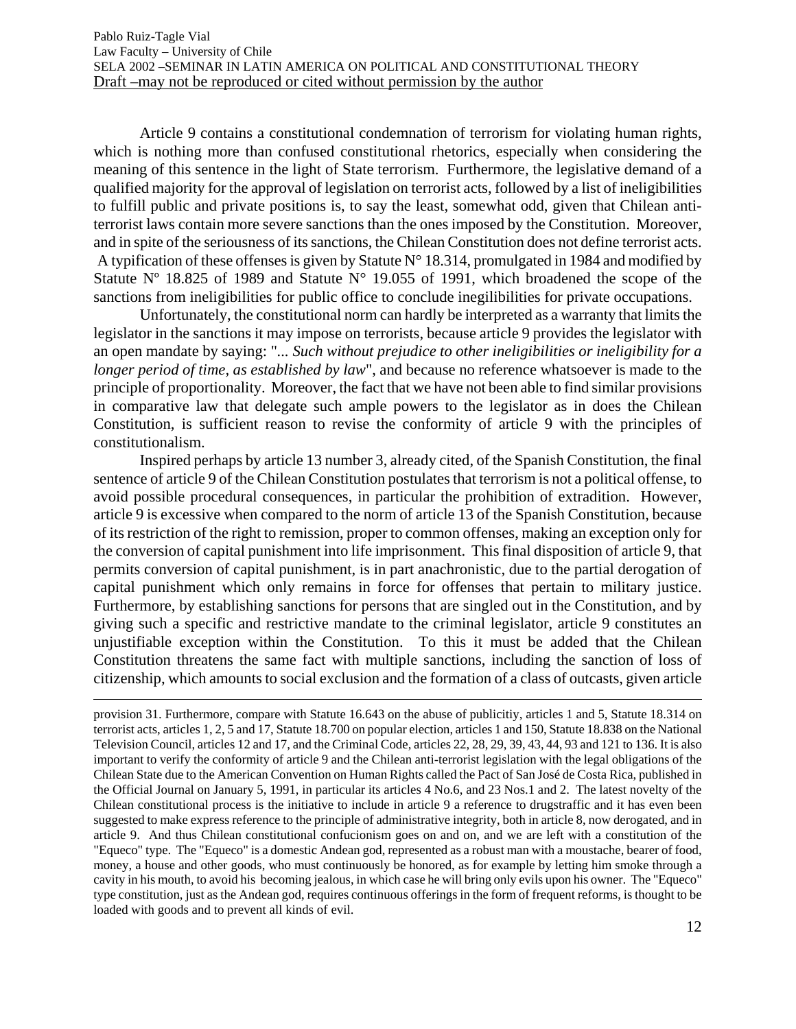Article 9 contains a constitutional condemnation of terrorism for violating human rights, which is nothing more than confused constitutional rhetorics, especially when considering the meaning of this sentence in the light of State terrorism. Furthermore, the legislative demand of a qualified majority for the approval of legislation on terrorist acts, followed by a list of ineligibilities to fulfill public and private positions is, to say the least, somewhat odd, given that Chilean anti-terrorist laws contain more severe sanctions than the ones imposed by the Constitution. Moreover, and in spite of the seriousness of its sanctions, the Chilean Constitution does not define terrorist acts. A typification of these offenses is given by Statute N° 18.314, promulgated in 1984 and modified by Statute Nº 18.825 of 1989 and Statute N° 19.055 of 1991, which broadened the scope of the sanctions from ineligibilities for public office to conclude inegilibilities for private occupations.

Unfortunately, the constitutional norm can hardly be interpreted as a warranty that limits the legislator in the sanctions it may impose on terrorists, because article 9 provides the legislator with an open mandate by saying: "*... Such without prejudice to other ineligibilities or ineligibility for a longer period of time, as established by law*", and because no reference whatsoever is made to the principle of proportionality. Moreover, the fact that we have not been able to find similar provisions in comparative law that delegate such ample powers to the legislator as in does the Chilean Constitution, is sufficient reason to revise the conformity of article 9 with the principles of constitutionalism.

Inspired perhaps by article 13 number 3, already cited, of the Spanish Constitution, the final sentence of article 9 of the Chilean Constitution postulates that terrorism is not a political offense, to avoid possible procedural consequences, in particular the prohibition of extradition. However, article 9 is excessive when compared to the norm of article 13 of the Spanish Constitution, because of its restriction of the right to remission, proper to common offenses, making an exception only for the conversion of capital punishment into life imprisonment. This final disposition of article 9, that permits conversion of capital punishment, is in part anachronistic, due to the partial derogation of capital punishment which only remains in force for offenses that pertain to military justice. Furthermore, by establishing sanctions for persons that are singled out in the Constitution, and by giving such a specific and restrictive mandate to the criminal legislator, article 9 constitutes an unjustifiable exception within the Constitution. To this it must be added that the Chilean Constitution threatens the same fact with multiple sanctions, including the sanction of loss of citizenship, which amounts to social exclusion and the formation of a class of outcasts, given article

---

provision 31. Furthermore, compare with Statute 16.643 on the abuse of publicitiy, articles 1 and 5, Statute 18.314 on terrorist acts, articles 1, 2, 5 and 17, Statute 18.700 on popular election, articles 1 and 150, Statute 18.838 on the National Television Council, articles 12 and 17, and the Criminal Code, articles 22, 28, 29, 39, 43, 44, 93 and 121 to 136. It is also important to verify the conformity of article 9 and the Chilean anti-terrorist legislation with the legal obligations of the Chilean State due to the American Convention on Human Rights called the Pact of San José de Costa Rica, published in the Official Journal on January 5, 1991, in particular its articles 4 No.6, and 23 Nos.1 and 2. The latest novelty of the Chilean constitutional process is the initiative to include in article 9 a reference to drugstraffic and it has even been suggested to make express reference to the principle of administrative integrity, both in article 8, now derogated, and in article 9. And thus Chilean constitutional confucionism goes on and on, and we are left with a constitution of the "Equeco" type. The "Equeco" is a domestic Andean god, represented as a robust man with a moustache, bearer of food, money, a house and other goods, who must continuously be honored, as for example by letting him smoke through a cavity in his mouth, to avoid his becoming jealous, in which case he will bring only evils upon his owner. The "Equeco" type constitution, just as the Andean god, requires continuous offerings in the form of frequent reforms, is thought to be loaded with goods and to prevent all kinds of evil.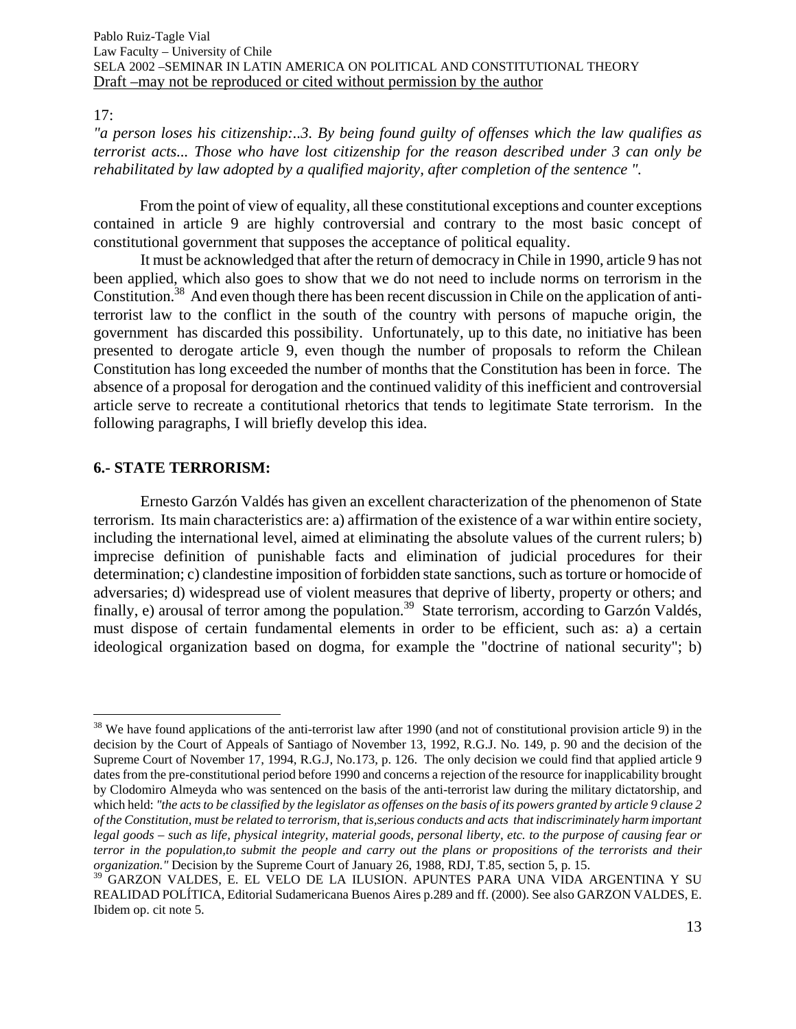17:

*"a person loses his citizenship:..3. By being found guilty of offenses which the law qualifies as terrorist acts... Those who have lost citizenship for the reason described under 3 can only be rehabilitated by law adopted by a qualified majority, after completion of the sentence ".*

From the point of view of equality, all these constitutional exceptions and counter exceptions contained in article 9 are highly controversial and contrary to the most basic concept of constitutional government that supposes the acceptance of political equality.

It must be acknowledged that after the return of democracy in Chile in 1990, article 9 has not been applied, which also goes to show that we do not need to include norms on terrorism in the Constitution.[38] And even though there has been recent discussion in Chile on the application of anti-terrorist law to the conflict in the south of the country with persons of mapuche origin, the government has discarded this possibility. Unfortunately, up to this date, no initiative has been presented to derogate article 9, even though the number of proposals to reform the Chilean Constitution has long exceeded the number of months that the Constitution has been in force. The absence of a proposal for derogation and the continued validity of this inefficient and controversial article serve to recreate a contitutional rhetorics that tends to legitimate State terrorism. In the following paragraphs, I will briefly develop this idea.

## 6.- STATE TERRORISM:

Ernesto Garzón Valdés has given an excellent characterization of the phenomenon of State terrorism. Its main characteristics are: a) affirmation of the existence of a war within entire society, including the international level, aimed at eliminating the absolute values of the current rulers; b) imprecise definition of punishable facts and elimination of judicial procedures for their determination; c) clandestine imposition of forbidden state sanctions, such as torture or homocide of adversaries; d) widespread use of violent measures that deprive of liberty, property or others; and finally, e) arousal of terror among the population.[39] State terrorism, according to Garzón Valdés, must dispose of certain fundamental elements in order to be efficient, such as: a) a certain ideological organization based on dogma, for example the "doctrine of national security"; b)

---

[38] We have found applications of the anti-terrorist law after 1990 (and not of constitutional provision article 9) in the decision by the Court of Appeals of Santiago of November 13, 1992, R.G.J. No. 149, p. 90 and the decision of the Supreme Court of November 17, 1994, R.G.J, No.173, p. 126. The only decision we could find that applied article 9 dates from the pre-constitutional period before 1990 and concerns a rejection of the resource for inapplicability brought by Clodomiro Almeyda who was sentenced on the basis of the anti-terrorist law during the military dictatorship, and which held: *"the acts to be classified by the legislator as offenses on the basis of its powers granted by article 9 clause 2 of the Constitution, must be related to terrorism, that is,serious conducts and acts that indiscriminately harm important legal goods – such as life, physical integrity, material goods, personal liberty, etc. to the purpose of causing fear or terror in the population,to submit the people and carry out the plans or propositions of the terrorists and their organization."* Decision by the Supreme Court of January 26, 1988, RDJ, T.85, section 5, p. 15.

[39] GARZON VALDES, E. EL VELO DE LA ILUSION. APUNTES PARA UNA VIDA ARGENTINA Y SU REALIDAD POLÍTICA, Editorial Sudamericana Buenos Aires p.289 and ff. (2000). See also GARZON VALDES, E. Ibidem op. cit note 5.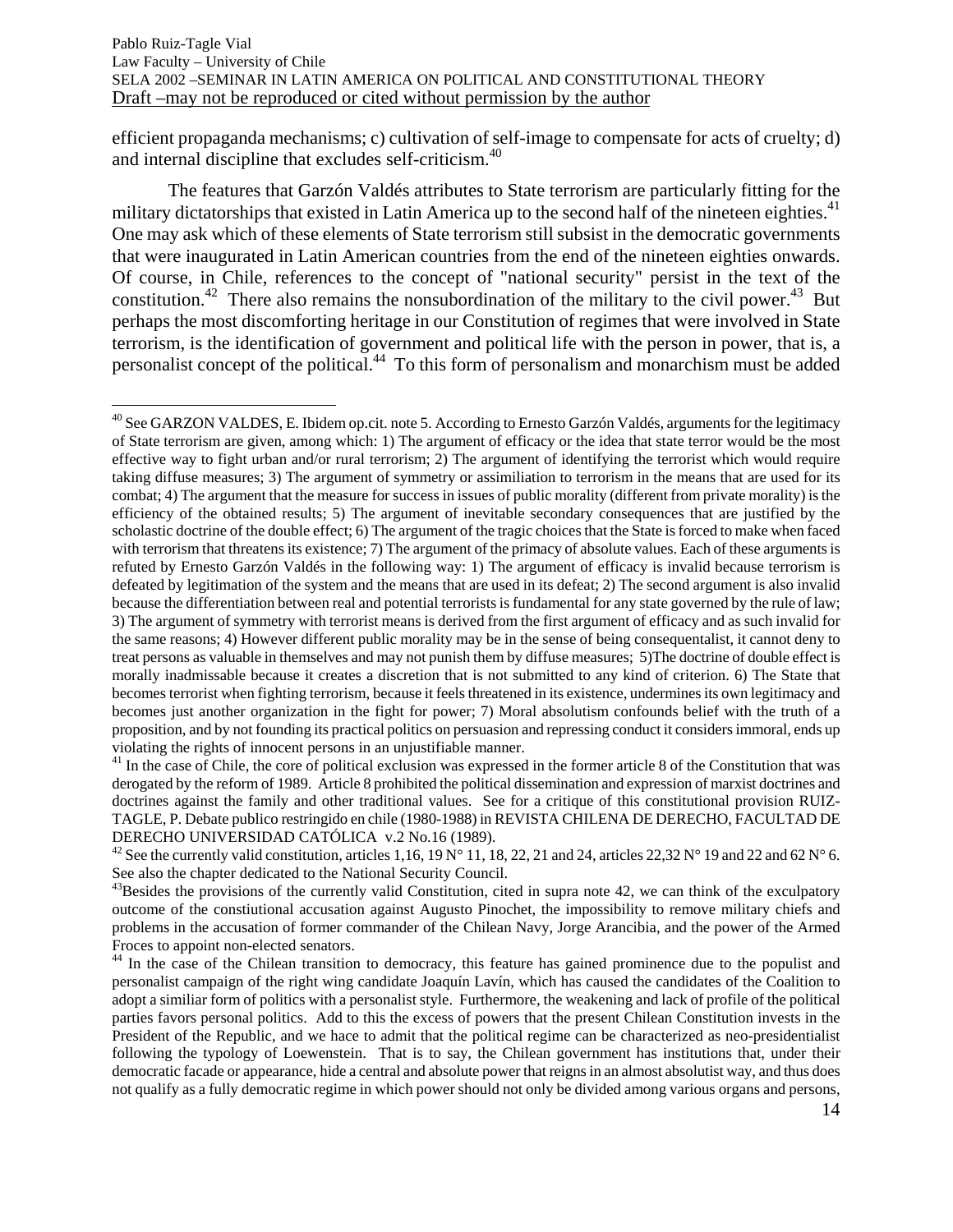efficient propaganda mechanisms; c) cultivation of self-image to compensate for acts of cruelty; d) and internal discipline that excludes self-criticism.[40]

The features that Garzón Valdés attributes to State terrorism are particularly fitting for the military dictatorships that existed in Latin America up to the second half of the nineteen eighties.[41] One may ask which of these elements of State terrorism still subsist in the democratic governments that were inaugurated in Latin American countries from the end of the nineteen eighties onwards. Of course, in Chile, references to the concept of "national security" persist in the text of the constitution.[42] There also remains the nonsubordination of the military to the civil power.[43] But perhaps the most discomforting heritage in our Constitution of regimes that were involved in State terrorism, is the identification of government and political life with the person in power, that is, a personalist concept of the political.[44] To this form of personalism and monarchism must be added

---

[40] See GARZON VALDES, E. Ibidem op.cit. note 5. According to Ernesto Garzón Valdés, arguments for the legitimacy of State terrorism are given, among which: 1) The argument of efficacy or the idea that state terror would be the most effective way to fight urban and/or rural terrorism; 2) The argument of identifying the terrorist which would require taking diffuse measures; 3) The argument of symmetry or assimiliation to terrorism in the means that are used for its combat; 4) The argument that the measure for success in issues of public morality (different from private morality) is the efficiency of the obtained results; 5) The argument of inevitable secondary consequences that are justified by the scholastic doctrine of the double effect; 6) The argument of the tragic choices that the State is forced to make when faced with terrorism that threatens its existence; 7) The argument of the primacy of absolute values. Each of these arguments is refuted by Ernesto Garzón Valdés in the following way: 1) The argument of efficacy is invalid because terrorism is defeated by legitimation of the system and the means that are used in its defeat; 2) The second argument is also invalid because the differentiation between real and potential terrorists is fundamental for any state governed by the rule of law; 3) The argument of symmetry with terrorist means is derived from the first argument of efficacy and as such invalid for the same reasons; 4) However different public morality may be in the sense of being consequentalist, it cannot deny to treat persons as valuable in themselves and may not punish them by diffuse measures; 5)The doctrine of double effect is morally inadmissable because it creates a discretion that is not submitted to any kind of criterion. 6) The State that becomes terrorist when fighting terrorism, because it feels threatened in its existence, undermines its own legitimacy and becomes just another organization in the fight for power; 7) Moral absolutism confounds belief with the truth of a proposition, and by not founding its practical politics on persuasion and repressing conduct it considers immoral, ends up violating the rights of innocent persons in an unjustifiable manner.

[41] In the case of Chile, the core of political exclusion was expressed in the former article 8 of the Constitution that was derogated by the reform of 1989. Article 8 prohibited the political dissemination and expression of marxist doctrines and doctrines against the family and other traditional values. See for a critique of this constitutional provision RUIZ-TAGLE, P. Debate publico restringido en chile (1980-1988) in REVISTA CHILENA DE DERECHO, FACULTAD DE DERECHO UNIVERSIDAD CATÓLICA v.2 No.16 (1989).

[42] See the currently valid constitution, articles 1,16, 19 N° 11, 18, 22, 21 and 24, articles 22,32 N° 19 and 22 and 62 N° 6. See also the chapter dedicated to the National Security Council.

[43] Besides the provisions of the currently valid Constitution, cited in supra note 42, we can think of the exculpatory outcome of the constiutional accusation against Augusto Pinochet, the impossibility to remove military chiefs and problems in the accusation of former commander of the Chilean Navy, Jorge Arancibia, and the power of the Armed Froces to appoint non-elected senators.

[44] In the case of the Chilean transition to democracy, this feature has gained prominence due to the populist and personalist campaign of the right wing candidate Joaquín Lavín, which has caused the candidates of the Coalition to adopt a similiar form of politics with a personalist style. Furthermore, the weakening and lack of profile of the political parties favors personal politics. Add to this the excess of powers that the present Chilean Constitution invests in the President of the Republic, and we hace to admit that the political regime can be characterized as neo-presidentialist following the typology of Loewenstein. That is to say, the Chilean government has institutions that, under their democratic facade or appearance, hide a central and absolute power that reigns in an almost absolutist way, and thus does not qualify as a fully democratic regime in which power should not only be divided among various organs and persons,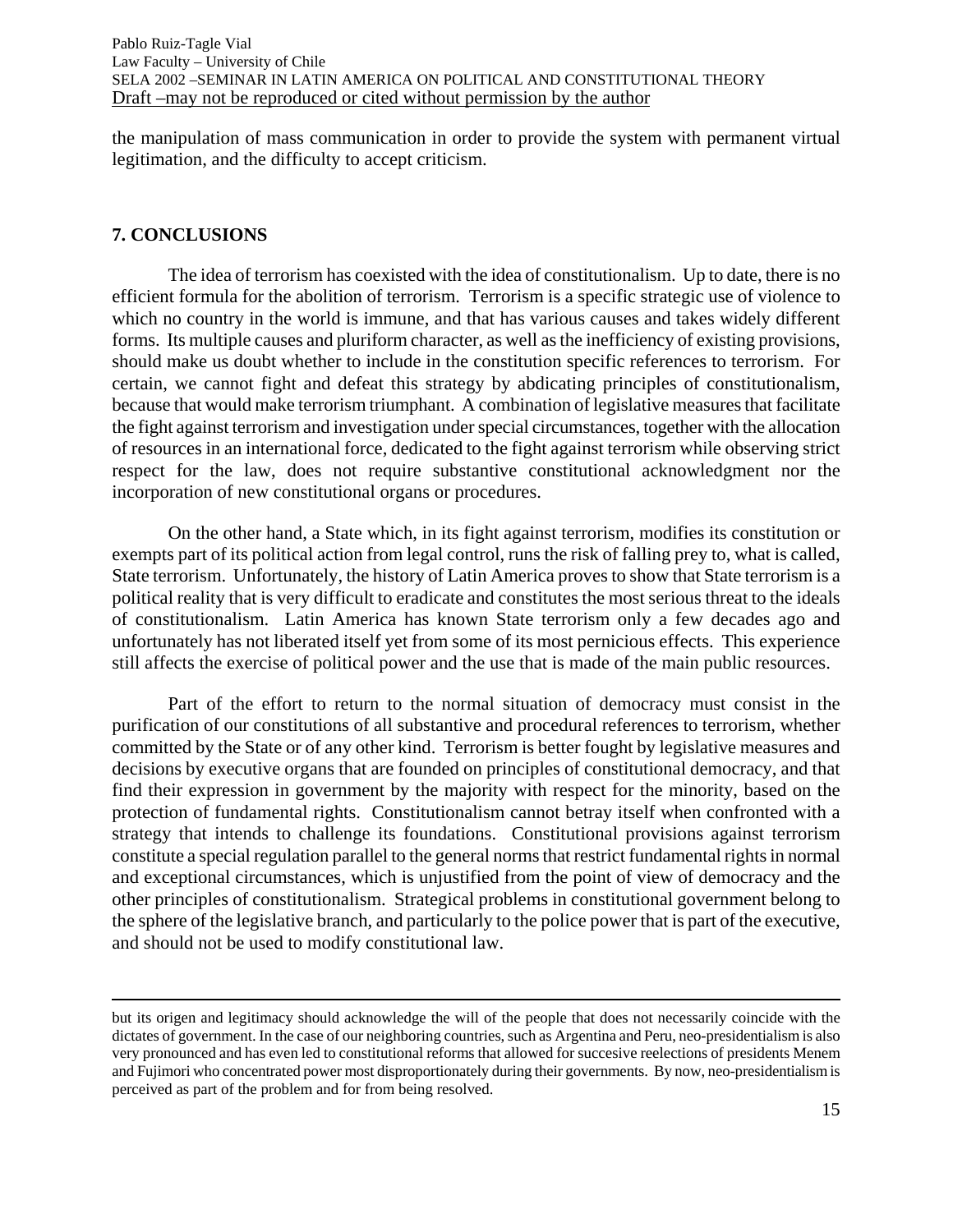the manipulation of mass communication in order to provide the system with permanent virtual legitimation, and the difficulty to accept criticism.

## 7. CONCLUSIONS

The idea of terrorism has coexisted with the idea of constitutionalism. Up to date, there is no efficient formula for the abolition of terrorism. Terrorism is a specific strategic use of violence to which no country in the world is immune, and that has various causes and takes widely different forms. Its multiple causes and pluriform character, as well as the inefficiency of existing provisions, should make us doubt whether to include in the constitution specific references to terrorism. For certain, we cannot fight and defeat this strategy by abdicating principles of constitutionalism, because that would make terrorism triumphant. A combination of legislative measures that facilitate the fight against terrorism and investigation under special circumstances, together with the allocation of resources in an international force, dedicated to the fight against terrorism while observing strict respect for the law, does not require substantive constitutional acknowledgment nor the incorporation of new constitutional organs or procedures.

On the other hand, a State which, in its fight against terrorism, modifies its constitution or exempts part of its political action from legal control, runs the risk of falling prey to, what is called, State terrorism. Unfortunately, the history of Latin America proves to show that State terrorism is a political reality that is very difficult to eradicate and constitutes the most serious threat to the ideals of constitutionalism. Latin America has known State terrorism only a few decades ago and unfortunately has not liberated itself yet from some of its most pernicious effects. This experience still affects the exercise of political power and the use that is made of the main public resources.

Part of the effort to return to the normal situation of democracy must consist in the purification of our constitutions of all substantive and procedural references to terrorism, whether committed by the State or of any other kind. Terrorism is better fought by legislative measures and decisions by executive organs that are founded on principles of constitutional democracy, and that find their expression in government by the majority with respect for the minority, based on the protection of fundamental rights. Constitutionalism cannot betray itself when confronted with a strategy that intends to challenge its foundations. Constitutional provisions against terrorism constitute a special regulation parallel to the general norms that restrict fundamental rights in normal and exceptional circumstances, which is unjustified from the point of view of democracy and the other principles of constitutionalism. Strategical problems in constitutional government belong to the sphere of the legislative branch, and particularly to the police power that is part of the executive, and should not be used to modify constitutional law.

---

but its origen and legitimacy should acknowledge the will of the people that does not necessarily coincide with the dictates of government. In the case of our neighboring countries, such as Argentina and Peru, neo-presidentialism is also very pronounced and has even led to constitutional reforms that allowed for succesive reelections of presidents Menem and Fujimori who concentrated power most disproportionately during their governments. By now, neo-presidentialism is perceived as part of the problem and for from being resolved.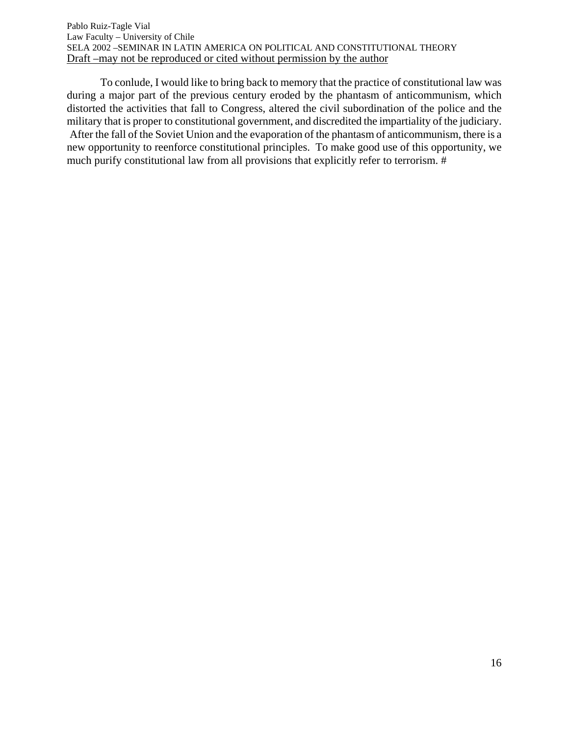To conlude, I would like to bring back to memory that the practice of constitutional law was during a major part of the previous century eroded by the phantasm of anticommunism, which distorted the activities that fall to Congress, altered the civil subordination of the police and the military that is proper to constitutional government, and discredited the impartiality of the judiciary. After the fall of the Soviet Union and the evaporation of the phantasm of anticommunism, there is a new opportunity to reenforce constitutional principles. To make good use of this opportunity, we much purify constitutional law from all provisions that explicitly refer to terrorism. #